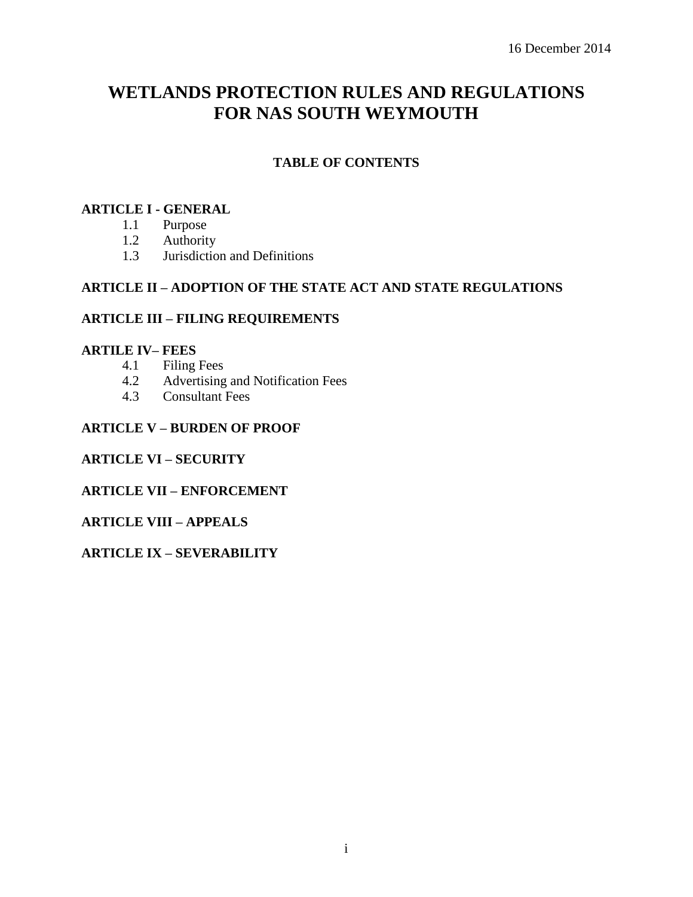16 December 2014

# WETLANDS PROTECTION RULES AND REGULATIONS FOR NAS SOUTH WEYMOUTH

## TABLE OF CONTENTS

**ARTICLE I - GENERAL**

- 1.1 Purpose
- 1.2 Authority
- 1.3 Jurisdiction and Definitions

**ARTICLE II – ADOPTION OF THE STATE ACT AND STATE REGULATIONS**

**ARTICLE III – FILING REQUIREMENTS**

**ARTILE IV– FEES**

- 4.1 Filing Fees
- 4.2 Advertising and Notification Fees
- 4.3 Consultant Fees

**ARTICLE V – BURDEN OF PROOF**

**ARTICLE VI – SECURITY**

**ARTICLE VII – ENFORCEMENT**

**ARTICLE VIII – APPEALS**

**ARTICLE IX – SEVERABILITY**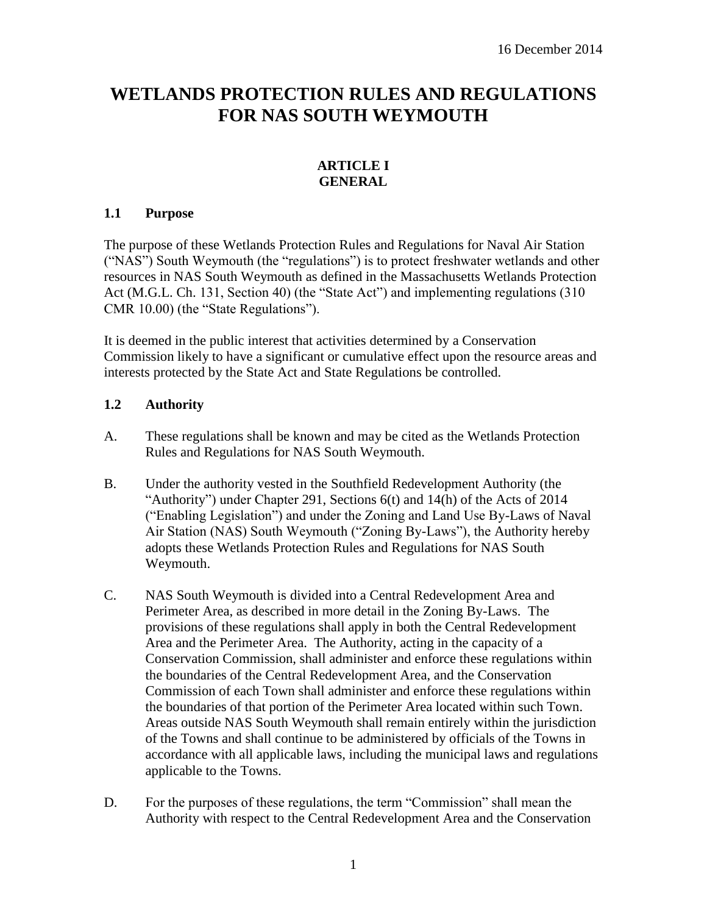16 December 2014

# WETLANDS PROTECTION RULES AND REGULATIONS FOR NAS SOUTH WEYMOUTH

## ARTICLE I
## GENERAL

### 1.1 Purpose

The purpose of these Wetlands Protection Rules and Regulations for Naval Air Station ("NAS") South Weymouth (the "regulations") is to protect freshwater wetlands and other resources in NAS South Weymouth as defined in the Massachusetts Wetlands Protection Act (M.G.L. Ch. 131, Section 40) (the "State Act") and implementing regulations (310 CMR 10.00) (the "State Regulations").

It is deemed in the public interest that activities determined by a Conservation Commission likely to have a significant or cumulative effect upon the resource areas and interests protected by the State Act and State Regulations be controlled.

### 1.2 Authority

A. These regulations shall be known and may be cited as the Wetlands Protection Rules and Regulations for NAS South Weymouth.

B. Under the authority vested in the Southfield Redevelopment Authority (the "Authority") under Chapter 291, Sections 6(t) and 14(h) of the Acts of 2014 ("Enabling Legislation") and under the Zoning and Land Use By-Laws of Naval Air Station (NAS) South Weymouth ("Zoning By-Laws"), the Authority hereby adopts these Wetlands Protection Rules and Regulations for NAS South Weymouth.

C. NAS South Weymouth is divided into a Central Redevelopment Area and Perimeter Area, as described in more detail in the Zoning By-Laws. The provisions of these regulations shall apply in both the Central Redevelopment Area and the Perimeter Area. The Authority, acting in the capacity of a Conservation Commission, shall administer and enforce these regulations within the boundaries of the Central Redevelopment Area, and the Conservation Commission of each Town shall administer and enforce these regulations within the boundaries of that portion of the Perimeter Area located within such Town. Areas outside NAS South Weymouth shall remain entirely within the jurisdiction of the Towns and shall continue to be administered by officials of the Towns in accordance with all applicable laws, including the municipal laws and regulations applicable to the Towns.

D. For the purposes of these regulations, the term "Commission" shall mean the Authority with respect to the Central Redevelopment Area and the Conservation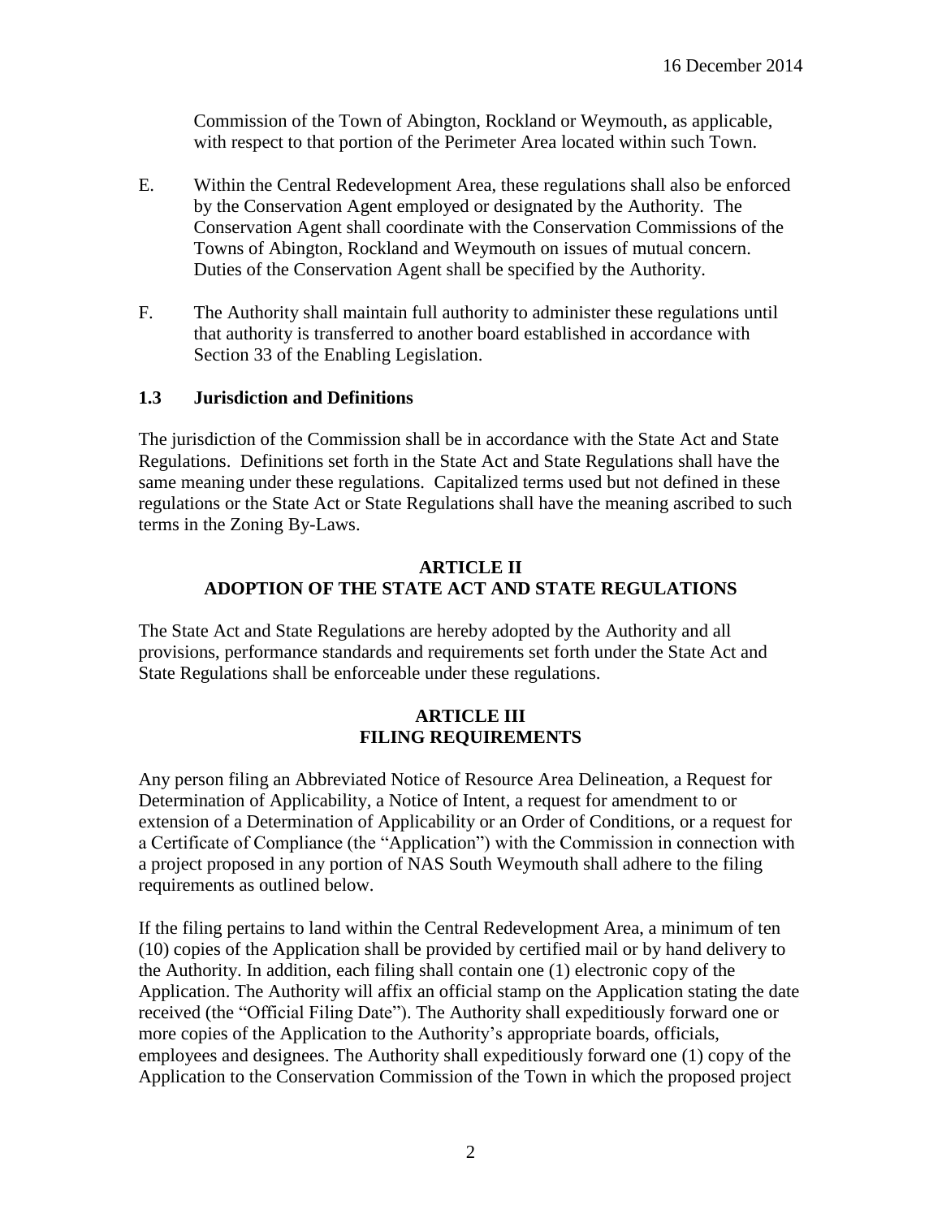Commission of the Town of Abington, Rockland or Weymouth, as applicable, with respect to that portion of the Perimeter Area located within such Town.

E. Within the Central Redevelopment Area, these regulations shall also be enforced by the Conservation Agent employed or designated by the Authority. The Conservation Agent shall coordinate with the Conservation Commissions of the Towns of Abington, Rockland and Weymouth on issues of mutual concern. Duties of the Conservation Agent shall be specified by the Authority.

F. The Authority shall maintain full authority to administer these regulations until that authority is transferred to another board established in accordance with Section 33 of the Enabling Legislation.

### 1.3 Jurisdiction and Definitions

The jurisdiction of the Commission shall be in accordance with the State Act and State Regulations. Definitions set forth in the State Act and State Regulations shall have the same meaning under these regulations. Capitalized terms used but not defined in these regulations or the State Act or State Regulations shall have the meaning ascribed to such terms in the Zoning By-Laws.

## ARTICLE II
## ADOPTION OF THE STATE ACT AND STATE REGULATIONS

The State Act and State Regulations are hereby adopted by the Authority and all provisions, performance standards and requirements set forth under the State Act and State Regulations shall be enforceable under these regulations.

## ARTICLE III
## FILING REQUIREMENTS

Any person filing an Abbreviated Notice of Resource Area Delineation, a Request for Determination of Applicability, a Notice of Intent, a request for amendment to or extension of a Determination of Applicability or an Order of Conditions, or a request for a Certificate of Compliance (the "Application") with the Commission in connection with a project proposed in any portion of NAS South Weymouth shall adhere to the filing requirements as outlined below.

If the filing pertains to land within the Central Redevelopment Area, a minimum of ten (10) copies of the Application shall be provided by certified mail or by hand delivery to the Authority. In addition, each filing shall contain one (1) electronic copy of the Application. The Authority will affix an official stamp on the Application stating the date received (the "Official Filing Date"). The Authority shall expeditiously forward one or more copies of the Application to the Authority's appropriate boards, officials, employees and designees. The Authority shall expeditiously forward one (1) copy of the Application to the Conservation Commission of the Town in which the proposed project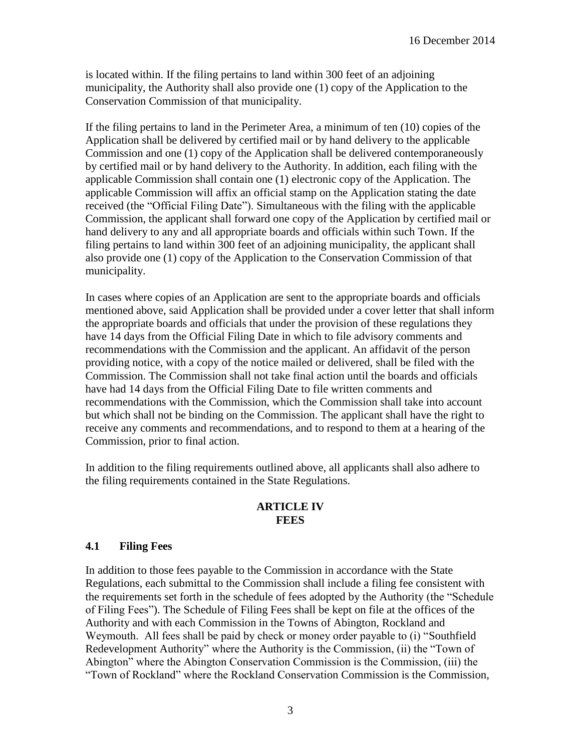is located within. If the filing pertains to land within 300 feet of an adjoining municipality, the Authority shall also provide one (1) copy of the Application to the Conservation Commission of that municipality.

If the filing pertains to land in the Perimeter Area, a minimum of ten (10) copies of the Application shall be delivered by certified mail or by hand delivery to the applicable Commission and one (1) copy of the Application shall be delivered contemporaneously by certified mail or by hand delivery to the Authority. In addition, each filing with the applicable Commission shall contain one (1) electronic copy of the Application. The applicable Commission will affix an official stamp on the Application stating the date received (the "Official Filing Date"). Simultaneous with the filing with the applicable Commission, the applicant shall forward one copy of the Application by certified mail or hand delivery to any and all appropriate boards and officials within such Town. If the filing pertains to land within 300 feet of an adjoining municipality, the applicant shall also provide one (1) copy of the Application to the Conservation Commission of that municipality.

In cases where copies of an Application are sent to the appropriate boards and officials mentioned above, said Application shall be provided under a cover letter that shall inform the appropriate boards and officials that under the provision of these regulations they have 14 days from the Official Filing Date in which to file advisory comments and recommendations with the Commission and the applicant. An affidavit of the person providing notice, with a copy of the notice mailed or delivered, shall be filed with the Commission. The Commission shall not take final action until the boards and officials have had 14 days from the Official Filing Date to file written comments and recommendations with the Commission, which the Commission shall take into account but which shall not be binding on the Commission. The applicant shall have the right to receive any comments and recommendations, and to respond to them at a hearing of the Commission, prior to final action.

In addition to the filing requirements outlined above, all applicants shall also adhere to the filing requirements contained in the State Regulations.

## ARTICLE IV
## FEES

### 4.1 Filing Fees

In addition to those fees payable to the Commission in accordance with the State Regulations, each submittal to the Commission shall include a filing fee consistent with the requirements set forth in the schedule of fees adopted by the Authority (the "Schedule of Filing Fees"). The Schedule of Filing Fees shall be kept on file at the offices of the Authority and with each Commission in the Towns of Abington, Rockland and Weymouth. All fees shall be paid by check or money order payable to (i) "Southfield Redevelopment Authority" where the Authority is the Commission, (ii) the "Town of Abington" where the Abington Conservation Commission is the Commission, (iii) the "Town of Rockland" where the Rockland Conservation Commission is the Commission,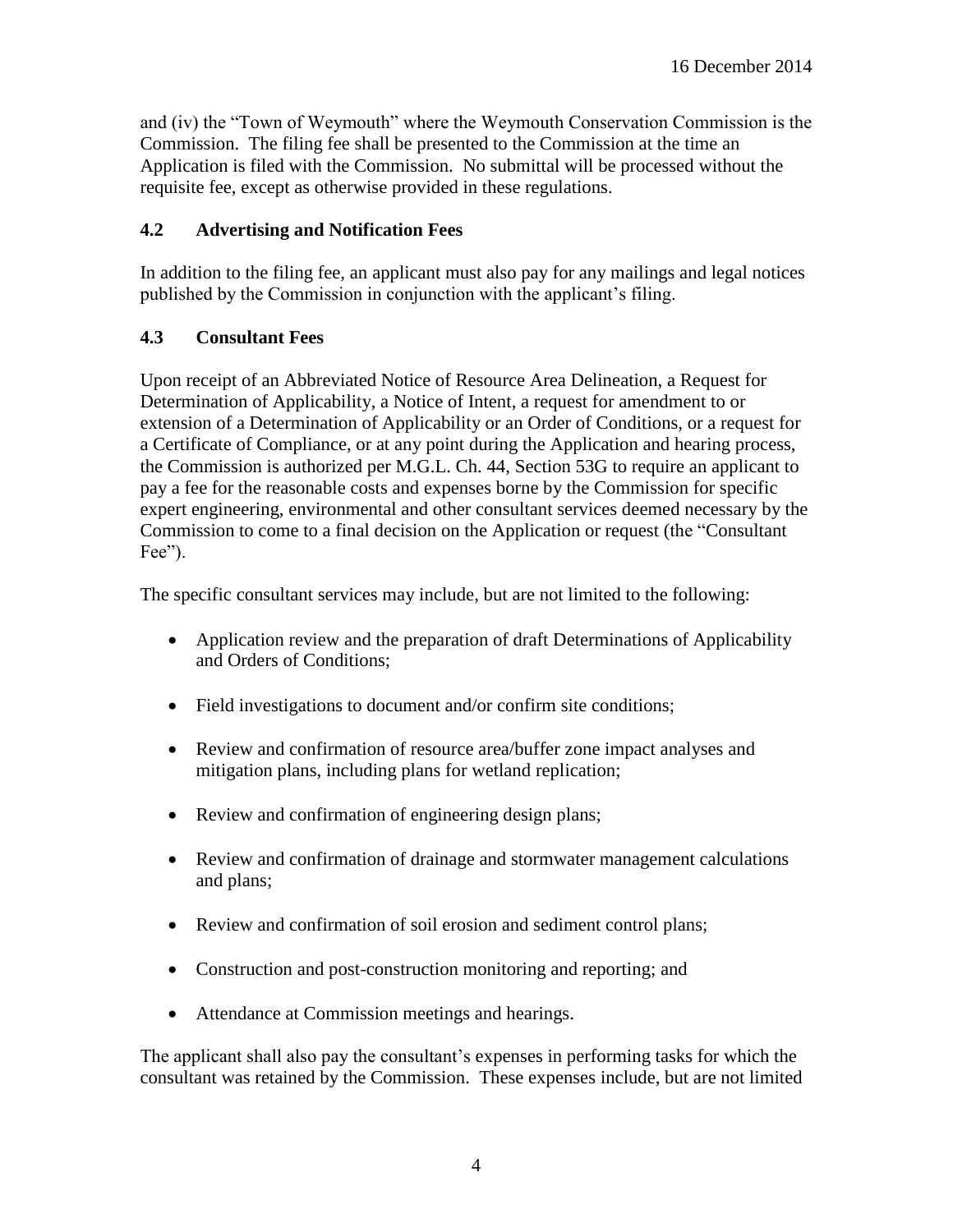and (iv) the "Town of Weymouth" where the Weymouth Conservation Commission is the Commission. The filing fee shall be presented to the Commission at the time an Application is filed with the Commission. No submittal will be processed without the requisite fee, except as otherwise provided in these regulations.

### 4.2 Advertising and Notification Fees

In addition to the filing fee, an applicant must also pay for any mailings and legal notices published by the Commission in conjunction with the applicant's filing.

### 4.3 Consultant Fees

Upon receipt of an Abbreviated Notice of Resource Area Delineation, a Request for Determination of Applicability, a Notice of Intent, a request for amendment to or extension of a Determination of Applicability or an Order of Conditions, or a request for a Certificate of Compliance, or at any point during the Application and hearing process, the Commission is authorized per M.G.L. Ch. 44, Section 53G to require an applicant to pay a fee for the reasonable costs and expenses borne by the Commission for specific expert engineering, environmental and other consultant services deemed necessary by the Commission to come to a final decision on the Application or request (the "Consultant Fee").

The specific consultant services may include, but are not limited to the following:

- Application review and the preparation of draft Determinations of Applicability and Orders of Conditions;
- Field investigations to document and/or confirm site conditions;
- Review and confirmation of resource area/buffer zone impact analyses and mitigation plans, including plans for wetland replication;
- Review and confirmation of engineering design plans;
- Review and confirmation of drainage and stormwater management calculations and plans;
- Review and confirmation of soil erosion and sediment control plans;
- Construction and post-construction monitoring and reporting; and
- Attendance at Commission meetings and hearings.

The applicant shall also pay the consultant's expenses in performing tasks for which the consultant was retained by the Commission. These expenses include, but are not limited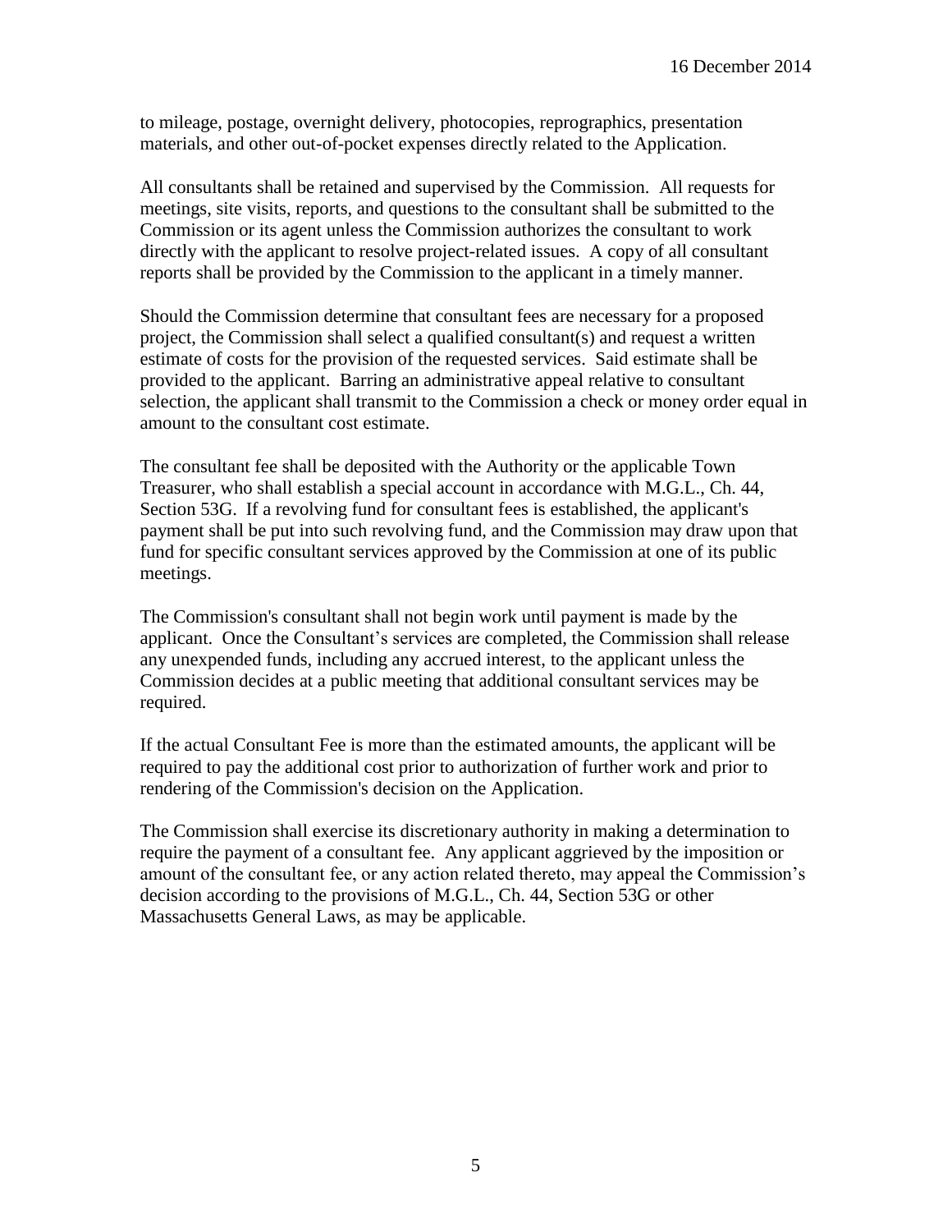to mileage, postage, overnight delivery, photocopies, reprographics, presentation materials, and other out-of-pocket expenses directly related to the Application.

All consultants shall be retained and supervised by the Commission. All requests for meetings, site visits, reports, and questions to the consultant shall be submitted to the Commission or its agent unless the Commission authorizes the consultant to work directly with the applicant to resolve project-related issues. A copy of all consultant reports shall be provided by the Commission to the applicant in a timely manner.

Should the Commission determine that consultant fees are necessary for a proposed project, the Commission shall select a qualified consultant(s) and request a written estimate of costs for the provision of the requested services. Said estimate shall be provided to the applicant. Barring an administrative appeal relative to consultant selection, the applicant shall transmit to the Commission a check or money order equal in amount to the consultant cost estimate.

The consultant fee shall be deposited with the Authority or the applicable Town Treasurer, who shall establish a special account in accordance with M.G.L., Ch. 44, Section 53G. If a revolving fund for consultant fees is established, the applicant's payment shall be put into such revolving fund, and the Commission may draw upon that fund for specific consultant services approved by the Commission at one of its public meetings.

The Commission's consultant shall not begin work until payment is made by the applicant. Once the Consultant's services are completed, the Commission shall release any unexpended funds, including any accrued interest, to the applicant unless the Commission decides at a public meeting that additional consultant services may be required.

If the actual Consultant Fee is more than the estimated amounts, the applicant will be required to pay the additional cost prior to authorization of further work and prior to rendering of the Commission's decision on the Application.

The Commission shall exercise its discretionary authority in making a determination to require the payment of a consultant fee. Any applicant aggrieved by the imposition or amount of the consultant fee, or any action related thereto, may appeal the Commission's decision according to the provisions of M.G.L., Ch. 44, Section 53G or other Massachusetts General Laws, as may be applicable.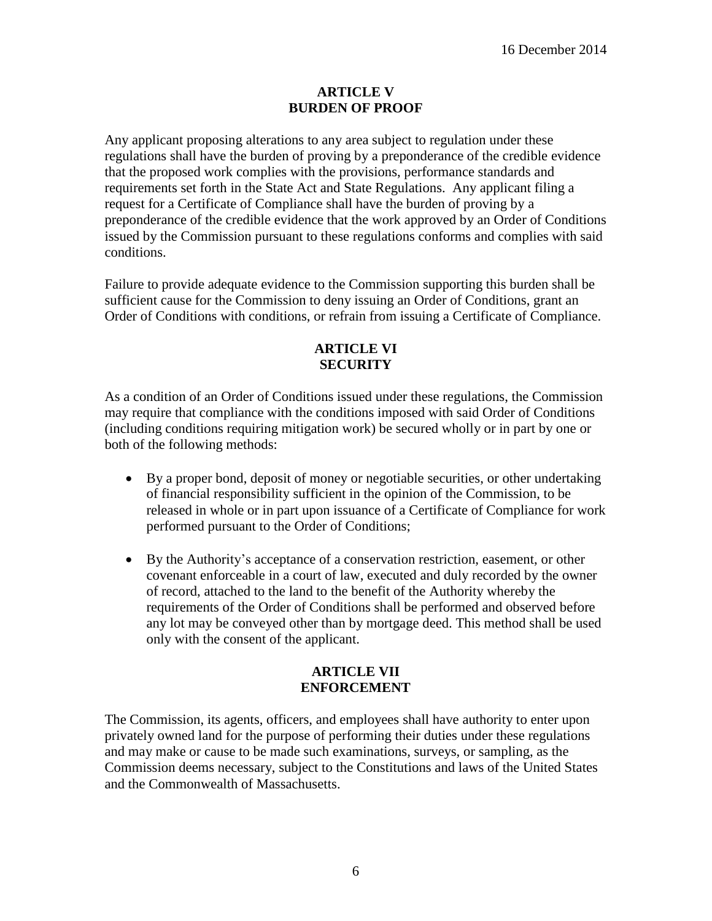16 December 2014

## ARTICLE V
## BURDEN OF PROOF

Any applicant proposing alterations to any area subject to regulation under these regulations shall have the burden of proving by a preponderance of the credible evidence that the proposed work complies with the provisions, performance standards and requirements set forth in the State Act and State Regulations. Any applicant filing a request for a Certificate of Compliance shall have the burden of proving by a preponderance of the credible evidence that the work approved by an Order of Conditions issued by the Commission pursuant to these regulations conforms and complies with said conditions.

Failure to provide adequate evidence to the Commission supporting this burden shall be sufficient cause for the Commission to deny issuing an Order of Conditions, grant an Order of Conditions with conditions, or refrain from issuing a Certificate of Compliance.

## ARTICLE VI
## SECURITY

As a condition of an Order of Conditions issued under these regulations, the Commission may require that compliance with the conditions imposed with said Order of Conditions (including conditions requiring mitigation work) be secured wholly or in part by one or both of the following methods:

- By a proper bond, deposit of money or negotiable securities, or other undertaking of financial responsibility sufficient in the opinion of the Commission, to be released in whole or in part upon issuance of a Certificate of Compliance for work performed pursuant to the Order of Conditions;

- By the Authority's acceptance of a conservation restriction, easement, or other covenant enforceable in a court of law, executed and duly recorded by the owner of record, attached to the land to the benefit of the Authority whereby the requirements of the Order of Conditions shall be performed and observed before any lot may be conveyed other than by mortgage deed. This method shall be used only with the consent of the applicant.

## ARTICLE VII
## ENFORCEMENT

The Commission, its agents, officers, and employees shall have authority to enter upon privately owned land for the purpose of performing their duties under these regulations and may make or cause to be made such examinations, surveys, or sampling, as the Commission deems necessary, subject to the Constitutions and laws of the United States and the Commonwealth of Massachusetts.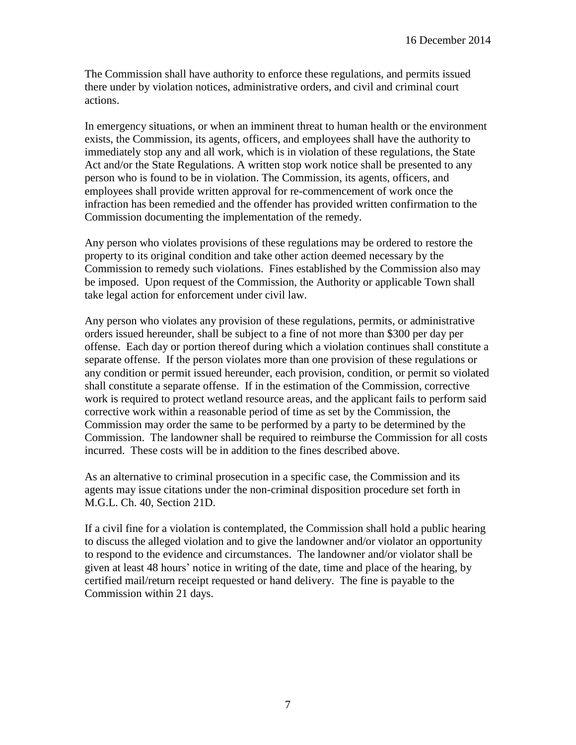The Commission shall have authority to enforce these regulations, and permits issued there under by violation notices, administrative orders, and civil and criminal court actions.

In emergency situations, or when an imminent threat to human health or the environment exists, the Commission, its agents, officers, and employees shall have the authority to immediately stop any and all work, which is in violation of these regulations, the State Act and/or the State Regulations. A written stop work notice shall be presented to any person who is found to be in violation. The Commission, its agents, officers, and employees shall provide written approval for re-commencement of work once the infraction has been remedied and the offender has provided written confirmation to the Commission documenting the implementation of the remedy.

Any person who violates provisions of these regulations may be ordered to restore the property to its original condition and take other action deemed necessary by the Commission to remedy such violations. Fines established by the Commission also may be imposed. Upon request of the Commission, the Authority or applicable Town shall take legal action for enforcement under civil law.

Any person who violates any provision of these regulations, permits, or administrative orders issued hereunder, shall be subject to a fine of not more than $300 per day per offense. Each day or portion thereof during which a violation continues shall constitute a separate offense. If the person violates more than one provision of these regulations or any condition or permit issued hereunder, each provision, condition, or permit so violated shall constitute a separate offense. If in the estimation of the Commission, corrective work is required to protect wetland resource areas, and the applicant fails to perform said corrective work within a reasonable period of time as set by the Commission, the Commission may order the same to be performed by a party to be determined by the Commission. The landowner shall be required to reimburse the Commission for all costs incurred. These costs will be in addition to the fines described above.

As an alternative to criminal prosecution in a specific case, the Commission and its agents may issue citations under the non-criminal disposition procedure set forth in M.G.L. Ch. 40, Section 21D.

If a civil fine for a violation is contemplated, the Commission shall hold a public hearing to discuss the alleged violation and to give the landowner and/or violator an opportunity to respond to the evidence and circumstances. The landowner and/or violator shall be given at least 48 hours' notice in writing of the date, time and place of the hearing, by certified mail/return receipt requested or hand delivery. The fine is payable to the Commission within 21 days.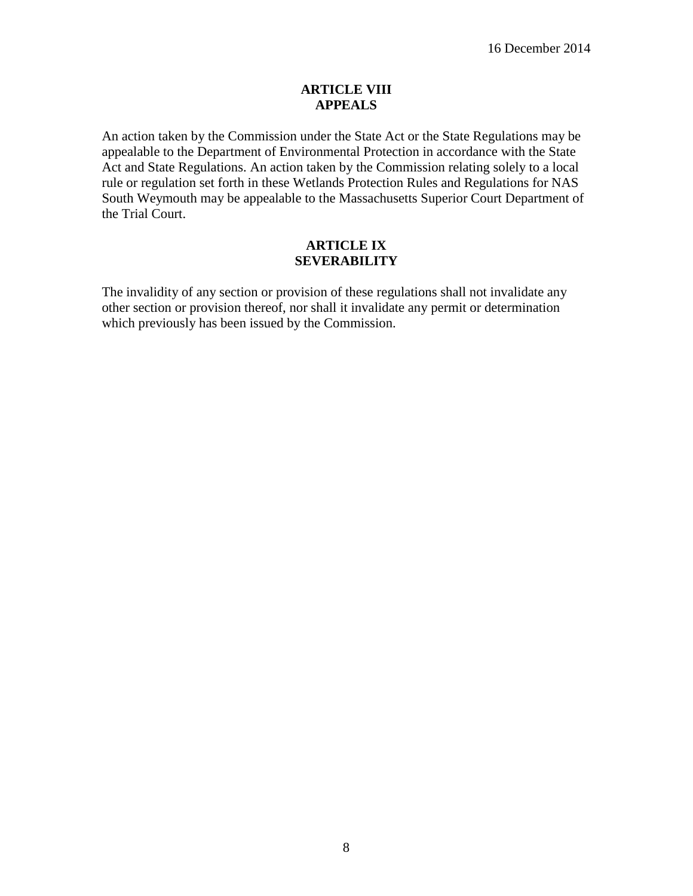## ARTICLE VIII
## APPEALS

An action taken by the Commission under the State Act or the State Regulations may be appealable to the Department of Environmental Protection in accordance with the State Act and State Regulations. An action taken by the Commission relating solely to a local rule or regulation set forth in these Wetlands Protection Rules and Regulations for NAS South Weymouth may be appealable to the Massachusetts Superior Court Department of the Trial Court.

## ARTICLE IX
## SEVERABILITY

The invalidity of any section or provision of these regulations shall not invalidate any other section or provision thereof, nor shall it invalidate any permit or determination which previously has been issued by the Commission.